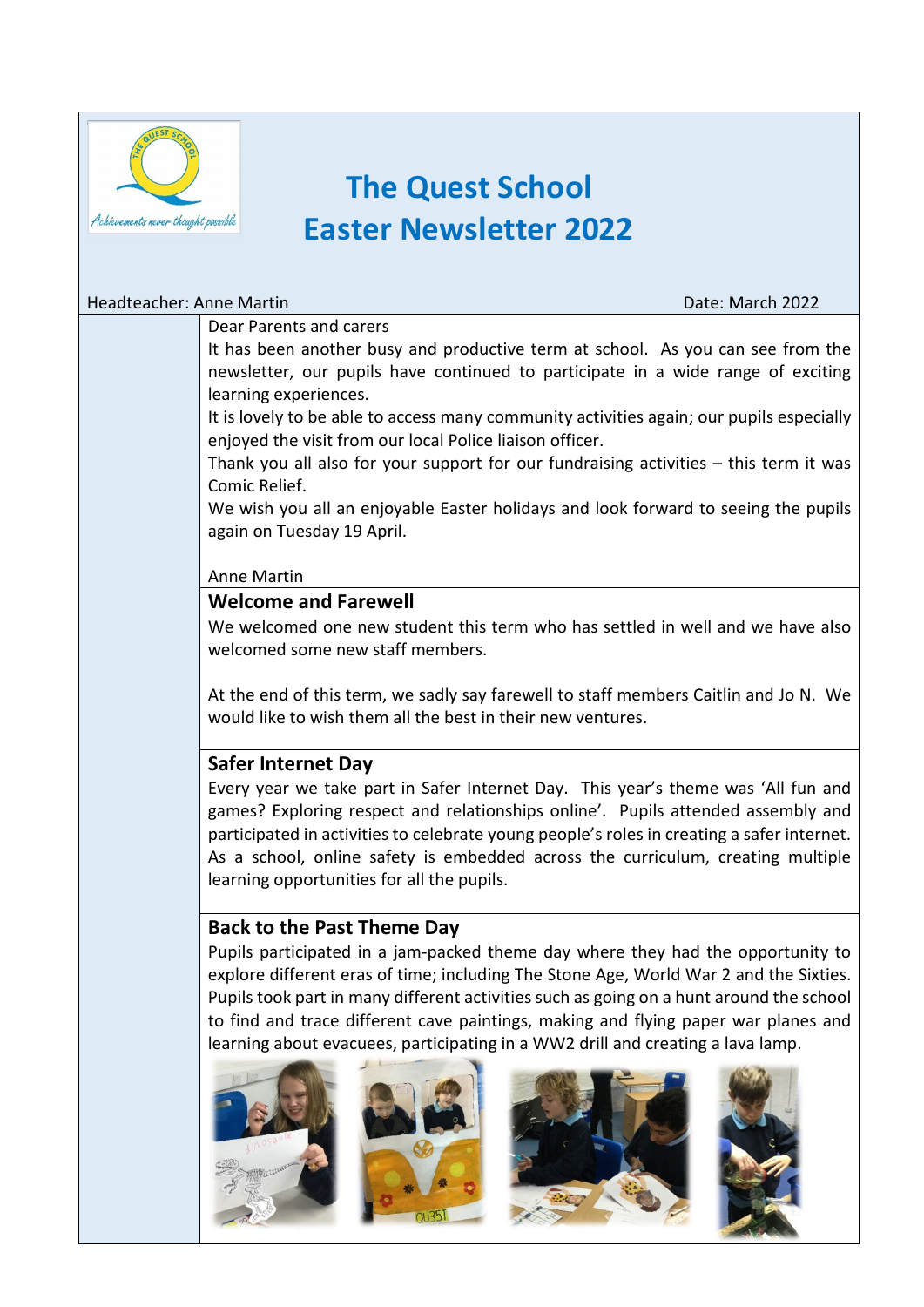# The Quest School
# Easter Newsletter 2022

Headteacher: Anne Martin

Date: March 2022

Dear Parents and carers

It has been another busy and productive term at school. As you can see from the newsletter, our pupils have continued to participate in a wide range of exciting learning experiences.

It is lovely to be able to access many community activities again; our pupils especially enjoyed the visit from our local Police liaison officer.

Thank you all also for your support for our fundraising activities – this term it was Comic Relief.

We wish you all an enjoyable Easter holidays and look forward to seeing the pupils again on Tuesday 19 April.

Anne Martin

## Welcome and Farewell

We welcomed one new student this term who has settled in well and we have also welcomed some new staff members.

At the end of this term, we sadly say farewell to staff members Caitlin and Jo N. We would like to wish them all the best in their new ventures.

## Safer Internet Day

Every year we take part in Safer Internet Day. This year's theme was 'All fun and games? Exploring respect and relationships online'. Pupils attended assembly and participated in activities to celebrate young people's roles in creating a safer internet. As a school, online safety is embedded across the curriculum, creating multiple learning opportunities for all the pupils.

## Back to the Past Theme Day

Pupils participated in a jam-packed theme day where they had the opportunity to explore different eras of time; including The Stone Age, World War 2 and the Sixties. Pupils took part in many different activities such as going on a hunt around the school to find and trace different cave paintings, making and flying paper war planes and learning about evacuees, participating in a WW2 drill and creating a lava lamp.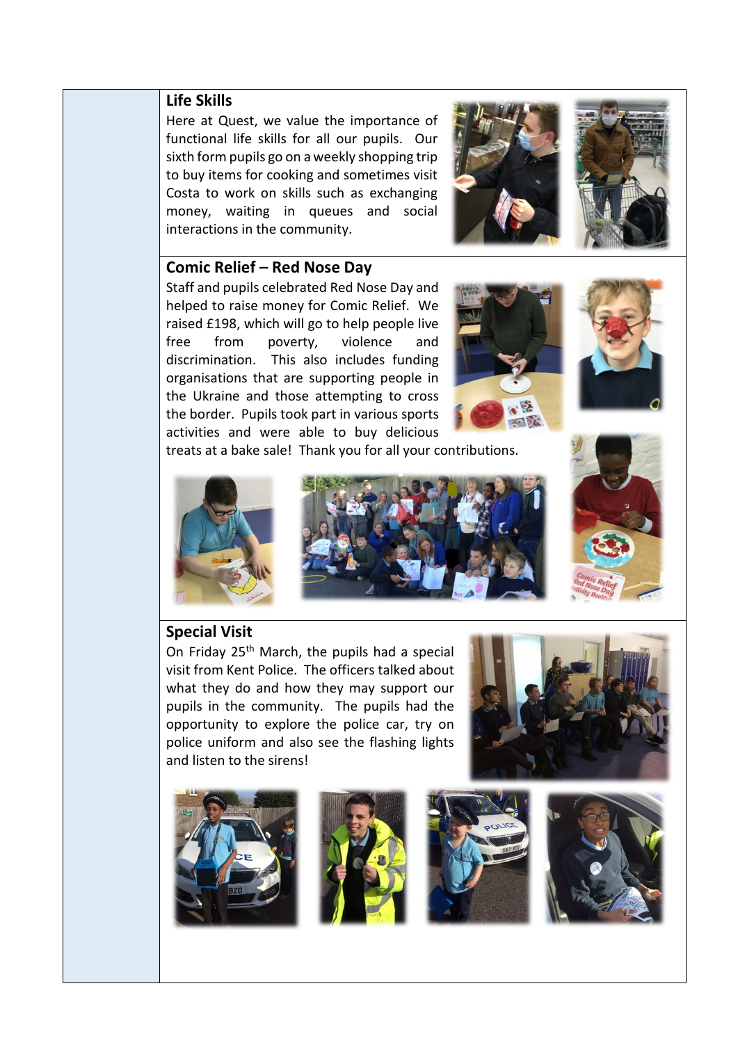## Life Skills

Here at Quest, we value the importance of functional life skills for all our pupils. Our sixth form pupils go on a weekly shopping trip to buy items for cooking and sometimes visit Costa to work on skills such as exchanging money, waiting in queues and social interactions in the community.

## Comic Relief – Red Nose Day

Staff and pupils celebrated Red Nose Day and helped to raise money for Comic Relief. We raised £198, which will go to help people live free from poverty, violence and discrimination. This also includes funding organisations that are supporting people in the Ukraine and those attempting to cross the border. Pupils took part in various sports activities and were able to buy delicious treats at a bake sale! Thank you for all your contributions.

## Special Visit

On Friday 25th March, the pupils had a special visit from Kent Police. The officers talked about what they do and how they may support our pupils in the community. The pupils had the opportunity to explore the police car, try on police uniform and also see the flashing lights and listen to the sirens!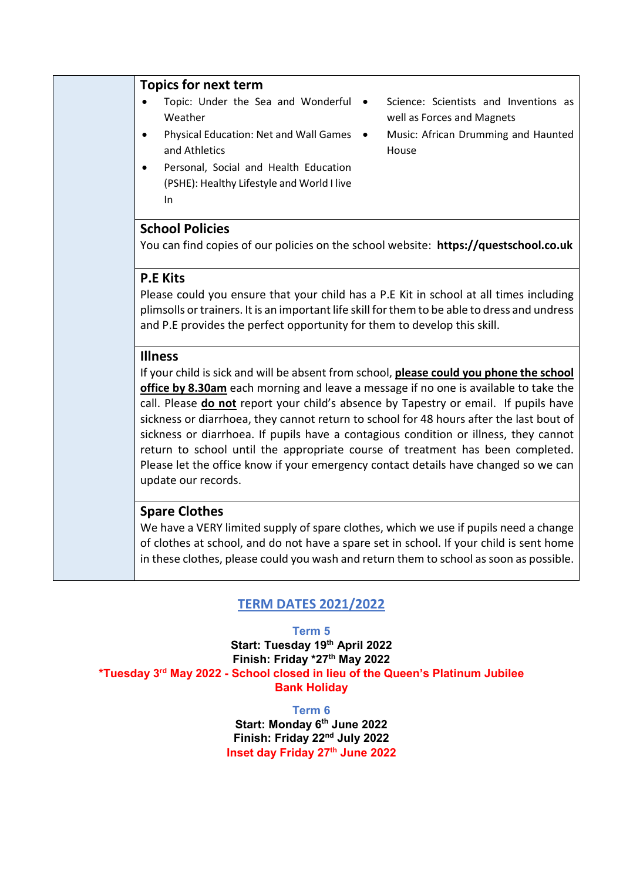## Topics for next term

- Topic: Under the Sea and Wonderful Weather
- Physical Education: Net and Wall Games and Athletics
- Personal, Social and Health Education (PSHE): Healthy Lifestyle and World I live In
- Science: Scientists and Inventions as well as Forces and Magnets
- Music: African Drumming and Haunted House

## School Policies

You can find copies of our policies on the school website: **https://questschool.co.uk**

## P.E Kits

Please could you ensure that your child has a P.E Kit in school at all times including plimsolls or trainers. It is an important life skill for them to be able to dress and undress and P.E provides the perfect opportunity for them to develop this skill.

## Illness

If your child is sick and will be absent from school, **please could you phone the school office by 8.30am** each morning and leave a message if no one is available to take the call. Please **do not** report your child's absence by Tapestry or email. If pupils have sickness or diarrhoea, they cannot return to school for 48 hours after the last bout of sickness or diarrhoea. If pupils have a contagious condition or illness, they cannot return to school until the appropriate course of treatment has been completed. Please let the office know if your emergency contact details have changed so we can update our records.

## Spare Clothes

We have a VERY limited supply of spare clothes, which we use if pupils need a change of clothes at school, and do not have a spare set in school. If your child is sent home in these clothes, please could you wash and return them to school as soon as possible.

## TERM DATES 2021/2022

**Term 5**

**Start: Tuesday 19th April 2022**

**Finish: Friday *27th May 2022**

***Tuesday 3rd May 2022 - School closed in lieu of the Queen's Platinum Jubilee Bank Holiday**

**Term 6**

**Start: Monday 6th June 2022**

**Finish: Friday 22nd July 2022**

**Inset day Friday 27th June 2022**